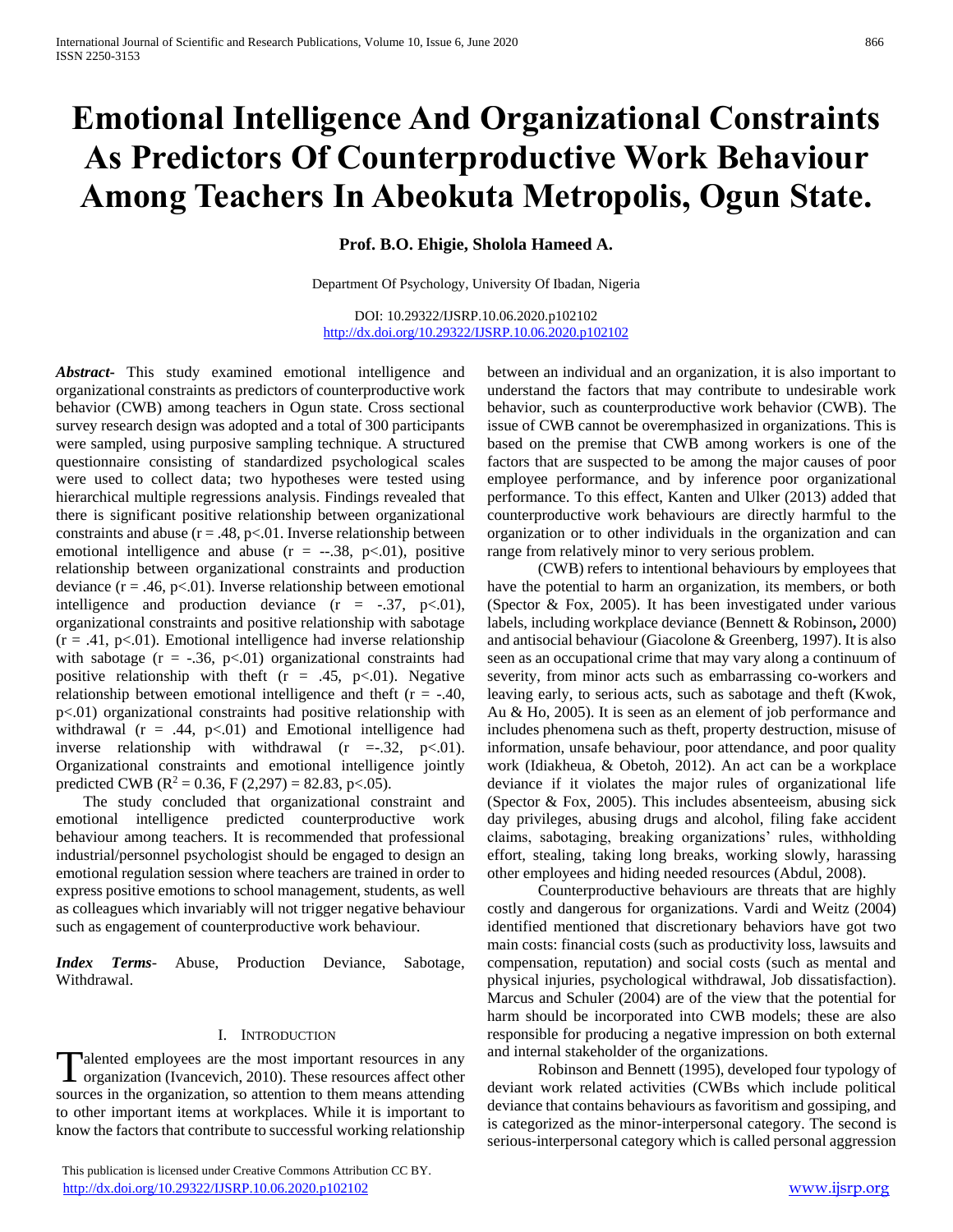# Emotional Intelligence And Organizational Constraints As Predictors Of Counterproductive Work Behaviour Among Teachers In Abeokuta Metropolis, Ogun State.

**Prof. B.O. Ehigie, Sholola Hameed A.**

Department Of Psychology, University Of Ibadan, Nigeria

DOI: 10.29322/IJSRP.10.06.2020.p102102
http://dx.doi.org/10.29322/IJSRP.10.06.2020.p102102

***Abstract*-** This study examined emotional intelligence and organizational constraints as predictors of counterproductive work behavior (CWB) among teachers in Ogun state. Cross sectional survey research design was adopted and a total of 300 participants were sampled, using purposive sampling technique. A structured questionnaire consisting of standardized psychological scales were used to collect data; two hypotheses were tested using hierarchical multiple regressions analysis. Findings revealed that there is significant positive relationship between organizational constraints and abuse ($r = .48$, $p<.01$. Inverse relationship between emotional intelligence and abuse ($r = --.38$, $p<.01$), positive relationship between organizational constraints and production deviance ($r = .46$, $p<.01$). Inverse relationship between emotional intelligence and production deviance ($r = -.37$, $p<.01$), organizational constraints and positive relationship with sabotage ($r = .41$, $p<.01$). Emotional intelligence had inverse relationship with sabotage ($r = -.36$, $p<.01$) organizational constraints had positive relationship with theft ($r = .45$, $p<.01$). Negative relationship between emotional intelligence and theft ($r = -.40$, $p<.01$) organizational constraints had positive relationship with withdrawal ($r = .44$, $p<.01$) and Emotional intelligence had inverse relationship with withdrawal ($r =-.32$, $p<.01$). Organizational constraints and emotional intelligence jointly predicted CWB ($R^2 = 0.36$, $F(2,297) = 82.83$, $p<.05$).

The study concluded that organizational constraint and emotional intelligence predicted counterproductive work behaviour among teachers. It is recommended that professional industrial/personnel psychologist should be engaged to design an emotional regulation session where teachers are trained in order to express positive emotions to school management, students, as well as colleagues which invariably will not trigger negative behaviour such as engagement of counterproductive work behaviour.

***Index Terms*-** Abuse, Production Deviance, Sabotage, Withdrawal.

## I. Introduction

Talented employees are the most important resources in any organization (Ivancevich, 2010). These resources affect other sources in the organization, so attention to them means attending to other important items at workplaces. While it is important to know the factors that contribute to successful working relationship between an individual and an organization, it is also important to understand the factors that may contribute to undesirable work behavior, such as counterproductive work behavior (CWB). The issue of CWB cannot be overemphasized in organizations. This is based on the premise that CWB among workers is one of the factors that are suspected to be among the major causes of poor employee performance, and by inference poor organizational performance. To this effect, Kanten and Ulker (2013) added that counterproductive work behaviours are directly harmful to the organization or to other individuals in the organization and can range from relatively minor to very serious problem.

(CWB) refers to intentional behaviours by employees that have the potential to harm an organization, its members, or both (Spector & Fox, 2005). It has been investigated under various labels, including workplace deviance (Bennett & Robinson**,** 2000) and antisocial behaviour (Giacolone & Greenberg, 1997). It is also seen as an occupational crime that may vary along a continuum of severity, from minor acts such as embarrassing co-workers and leaving early, to serious acts, such as sabotage and theft (Kwok, Au & Ho, 2005). It is seen as an element of job performance and includes phenomena such as theft, property destruction, misuse of information, unsafe behaviour, poor attendance, and poor quality work (Idiakheua, & Obetoh, 2012). An act can be a workplace deviance if it violates the major rules of organizational life (Spector & Fox, 2005). This includes absenteeism, abusing sick day privileges, abusing drugs and alcohol, filing fake accident claims, sabotaging, breaking organizations' rules, withholding effort, stealing, taking long breaks, working slowly, harassing other employees and hiding needed resources (Abdul, 2008).

Counterproductive behaviours are threats that are highly costly and dangerous for organizations. Vardi and Weitz (2004) identified mentioned that discretionary behaviors have got two main costs: financial costs (such as productivity loss, lawsuits and compensation, reputation) and social costs (such as mental and physical injuries, psychological withdrawal, Job dissatisfaction). Marcus and Schuler (2004) are of the view that the potential for harm should be incorporated into CWB models; these are also responsible for producing a negative impression on both external and internal stakeholder of the organizations.

Robinson and Bennett (1995), developed four typology of deviant work related activities (CWBs which include political deviance that contains behaviours as favoritism and gossiping, and is categorized as the minor-interpersonal category. The second is serious-interpersonal category which is called personal aggression

This publication is licensed under Creative Commons Attribution CC BY.
http://dx.doi.org/10.29322/IJSRP.10.06.2020.p102102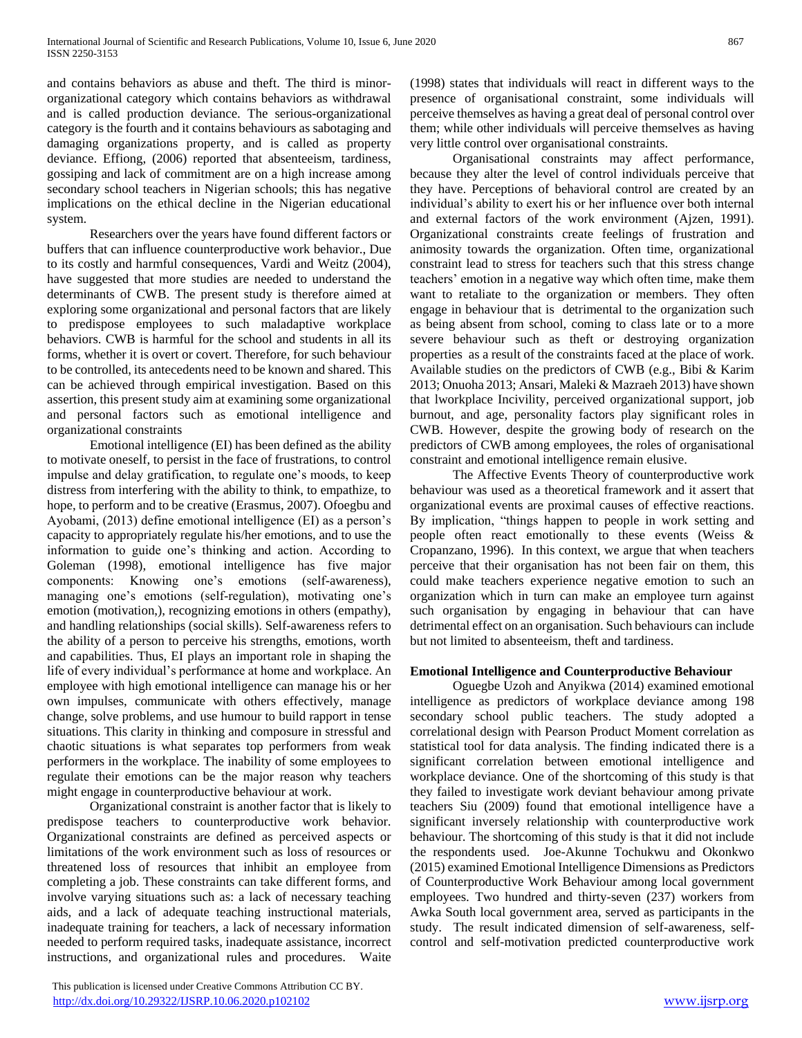and contains behaviors as abuse and theft. The third is minor-organizational category which contains behaviors as withdrawal and is called production deviance. The serious-organizational category is the fourth and it contains behaviours as sabotaging and damaging organizations property, and is called as property deviance. Effiong, (2006) reported that absenteeism, tardiness, gossiping and lack of commitment are on a high increase among secondary school teachers in Nigerian schools; this has negative implications on the ethical decline in the Nigerian educational system.

Researchers over the years have found different factors or buffers that can influence counterproductive work behavior., Due to its costly and harmful consequences, Vardi and Weitz (2004), have suggested that more studies are needed to understand the determinants of CWB. The present study is therefore aimed at exploring some organizational and personal factors that are likely to predispose employees to such maladaptive workplace behaviors. CWB is harmful for the school and students in all its forms, whether it is overt or covert. Therefore, for such behaviour to be controlled, its antecedents need to be known and shared. This can be achieved through empirical investigation. Based on this assertion, this present study aim at examining some organizational and personal factors such as emotional intelligence and organizational constraints

Emotional intelligence (EI) has been defined as the ability to motivate oneself, to persist in the face of frustrations, to control impulse and delay gratification, to regulate one's moods, to keep distress from interfering with the ability to think, to empathize, to hope, to perform and to be creative (Erasmus, 2007). Ofoegbu and Ayobami, (2013) define emotional intelligence (EI) as a person's capacity to appropriately regulate his/her emotions, and to use the information to guide one's thinking and action. According to Goleman (1998), emotional intelligence has five major components: Knowing one's emotions (self-awareness), managing one's emotions (self-regulation), motivating one's emotion (motivation,), recognizing emotions in others (empathy), and handling relationships (social skills). Self-awareness refers to the ability of a person to perceive his strengths, emotions, worth and capabilities. Thus, EI plays an important role in shaping the life of every individual's performance at home and workplace. An employee with high emotional intelligence can manage his or her own impulses, communicate with others effectively, manage change, solve problems, and use humour to build rapport in tense situations. This clarity in thinking and composure in stressful and chaotic situations is what separates top performers from weak performers in the workplace. The inability of some employees to regulate their emotions can be the major reason why teachers might engage in counterproductive behaviour at work.

Organizational constraint is another factor that is likely to predispose teachers to counterproductive work behavior. Organizational constraints are defined as perceived aspects or limitations of the work environment such as loss of resources or threatened loss of resources that inhibit an employee from completing a job. These constraints can take different forms, and involve varying situations such as: a lack of necessary teaching aids, and a lack of adequate teaching instructional materials, inadequate training for teachers, a lack of necessary information needed to perform required tasks, inadequate assistance, incorrect instructions, and organizational rules and procedures. Waite (1998) states that individuals will react in different ways to the presence of organisational constraint, some individuals will perceive themselves as having a great deal of personal control over them; while other individuals will perceive themselves as having very little control over organisational constraints.

Organisational constraints may affect performance, because they alter the level of control individuals perceive that they have. Perceptions of behavioral control are created by an individual's ability to exert his or her influence over both internal and external factors of the work environment (Ajzen, 1991). Organizational constraints create feelings of frustration and animosity towards the organization. Often time, organizational constraint lead to stress for teachers such that this stress change teachers' emotion in a negative way which often time, make them want to retaliate to the organization or members. They often engage in behaviour that is detrimental to the organization such as being absent from school, coming to class late or to a more severe behaviour such as theft or destroying organization properties as a result of the constraints faced at the place of work. Available studies on the predictors of CWB (e.g., Bibi & Karim 2013; Onuoha 2013; Ansari, Maleki & Mazraeh 2013) have shown that lworkplace Incivility, perceived organizational support, job burnout, and age, personality factors play significant roles in CWB. However, despite the growing body of research on the predictors of CWB among employees, the roles of organisational constraint and emotional intelligence remain elusive.

The Affective Events Theory of counterproductive work behaviour was used as a theoretical framework and it assert that organizational events are proximal causes of effective reactions. By implication, "things happen to people in work setting and people often react emotionally to these events (Weiss & Cropanzano, 1996). In this context, we argue that when teachers perceive that their organisation has not been fair on them, this could make teachers experience negative emotion to such an organization which in turn can make an employee turn against such organisation by engaging in behaviour that can have detrimental effect on an organisation. Such behaviours can include but not limited to absenteeism, theft and tardiness.

**Emotional Intelligence and Counterproductive Behaviour**

Oguegbe Uzoh and Anyikwa (2014) examined emotional intelligence as predictors of workplace deviance among 198 secondary school public teachers. The study adopted a correlational design with Pearson Product Moment correlation as statistical tool for data analysis. The finding indicated there is a significant correlation between emotional intelligence and workplace deviance. One of the shortcoming of this study is that they failed to investigate work deviant behaviour among private teachers Siu (2009) found that emotional intelligence have a significant inversely relationship with counterproductive work behaviour. The shortcoming of this study is that it did not include the respondents used. Joe-Akunne Tochukwu and Okonkwo (2015) examined Emotional Intelligence Dimensions as Predictors of Counterproductive Work Behaviour among local government employees. Two hundred and thirty-seven (237) workers from Awka South local government area, served as participants in the study. The result indicated dimension of self-awareness, self-control and self-motivation predicted counterproductive work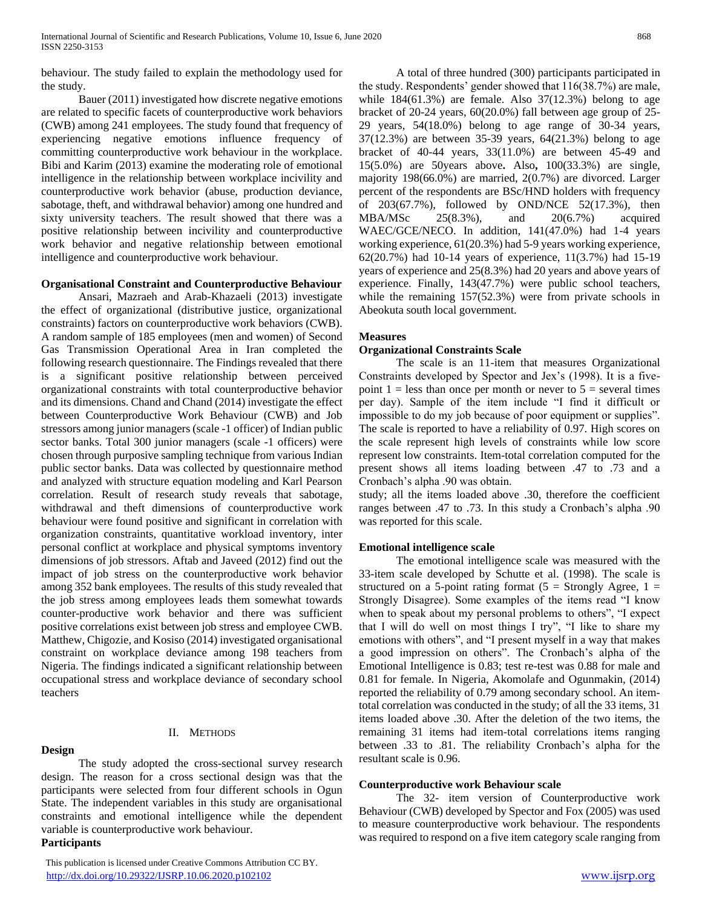behaviour. The study failed to explain the methodology used for the study.

Bauer (2011) investigated how discrete negative emotions are related to specific facets of counterproductive work behaviors (CWB) among 241 employees. The study found that frequency of experiencing negative emotions influence frequency of committing counterproductive work behaviour in the workplace. Bibi and Karim (2013) examine the moderating role of emotional intelligence in the relationship between workplace incivility and counterproductive work behavior (abuse, production deviance, sabotage, theft, and withdrawal behavior) among one hundred and sixty university teachers. The result showed that there was a positive relationship between incivility and counterproductive work behavior and negative relationship between emotional intelligence and counterproductive work behaviour.

**Organisational Constraint and Counterproductive Behaviour**

Ansari, Mazraeh and Arab-Khazaeli (2013) investigate the effect of organizational (distributive justice, organizational constraints) factors on counterproductive work behaviors (CWB). A random sample of 185 employees (men and women) of Second Gas Transmission Operational Area in Iran completed the following research questionnaire. The Findings revealed that there is a significant positive relationship between perceived organizational constraints with total counterproductive behavior and its dimensions. Chand and Chand (2014) investigate the effect between Counterproductive Work Behaviour (CWB) and Job stressors among junior managers (scale -1 officer) of Indian public sector banks. Total 300 junior managers (scale -1 officers) were chosen through purposive sampling technique from various Indian public sector banks. Data was collected by questionnaire method and analyzed with structure equation modeling and Karl Pearson correlation. Result of research study reveals that sabotage, withdrawal and theft dimensions of counterproductive work behaviour were found positive and significant in correlation with organization constraints, quantitative workload inventory, inter personal conflict at workplace and physical symptoms inventory dimensions of job stressors. Aftab and Javeed (2012) find out the impact of job stress on the counterproductive work behavior among 352 bank employees. The results of this study revealed that the job stress among employees leads them somewhat towards counter-productive work behavior and there was sufficient positive correlations exist between job stress and employee CWB. Matthew, Chigozie, and Kosiso (2014) investigated organisational constraint on workplace deviance among 198 teachers from Nigeria. The findings indicated a significant relationship between occupational stress and workplace deviance of secondary school teachers

## II. Methods

**Design**

The study adopted the cross-sectional survey research design. The reason for a cross sectional design was that the participants were selected from four different schools in Ogun State. The independent variables in this study are organisational constraints and emotional intelligence while the dependent variable is counterproductive work behaviour.

**Participants**

A total of three hundred (300) participants participated in the study. Respondents' gender showed that 116(38.7%) are male, while 184(61.3%) are female. Also 37(12.3%) belong to age bracket of 20-24 years, 60(20.0%) fall between age group of 25-29 years, 54(18.0%) belong to age range of 30-34 years, 37(12.3%) are between 35-39 years, 64(21.3%) belong to age bracket of 40-44 years, 33(11.0%) are between 45-49 and 15(5.0%) are 50years above**.** Also**,** 100(33.3%) are single, majority 198(66.0%) are married, 2(0.7%) are divorced. Larger percent of the respondents are BSc/HND holders with frequency of 203(67.7%), followed by OND/NCE 52(17.3%), then MBA/MSc 25(8.3%), and 20(6.7%) acquired WAEC/GCE/NECO. In addition, 141(47.0%) had 1-4 years working experience, 61(20.3%) had 5-9 years working experience, 62(20.7%) had 10-14 years of experience, 11(3.7%) had 15-19 years of experience and 25(8.3%) had 20 years and above years of experience. Finally, 143(47.7%) were public school teachers, while the remaining 157(52.3%) were from private schools in Abeokuta south local government.

**Measures**

**Organizational Constraints Scale**

The scale is an 11-item that measures Organizational Constraints developed by Spector and Jex's (1998). It is a five-point 1 = less than once per month or never to 5 = several times per day). Sample of the item include "I find it difficult or impossible to do my job because of poor equipment or supplies". The scale is reported to have a reliability of 0.97. High scores on the scale represent high levels of constraints while low score represent low constraints. Item-total correlation computed for the present shows all items loading between .47 to .73 and a Cronbach's alpha .90 was obtain.

study; all the items loaded above .30, therefore the coefficient ranges between .47 to .73. In this study a Cronbach's alpha .90 was reported for this scale.

**Emotional intelligence scale**

The emotional intelligence scale was measured with the 33-item scale developed by Schutte et al. (1998). The scale is structured on a 5-point rating format (5 = Strongly Agree, 1 = Strongly Disagree). Some examples of the items read "I know when to speak about my personal problems to others", "I expect that I will do well on most things I try", "I like to share my emotions with others", and "I present myself in a way that makes a good impression on others". The Cronbach's alpha of the Emotional Intelligence is 0.83; test re-test was 0.88 for male and 0.81 for female. In Nigeria, Akomolafe and Ogunmakin, (2014) reported the reliability of 0.79 among secondary school. An item-total correlation was conducted in the study; of all the 33 items, 31 items loaded above .30. After the deletion of the two items, the remaining 31 items had item-total correlations items ranging between .33 to .81. The reliability Cronbach's alpha for the resultant scale is 0.96.

**Counterproductive work Behaviour scale**

The 32- item version of Counterproductive work Behaviour (CWB) developed by Spector and Fox (2005) was used to measure counterproductive work behaviour. The respondents was required to respond on a five item category scale ranging from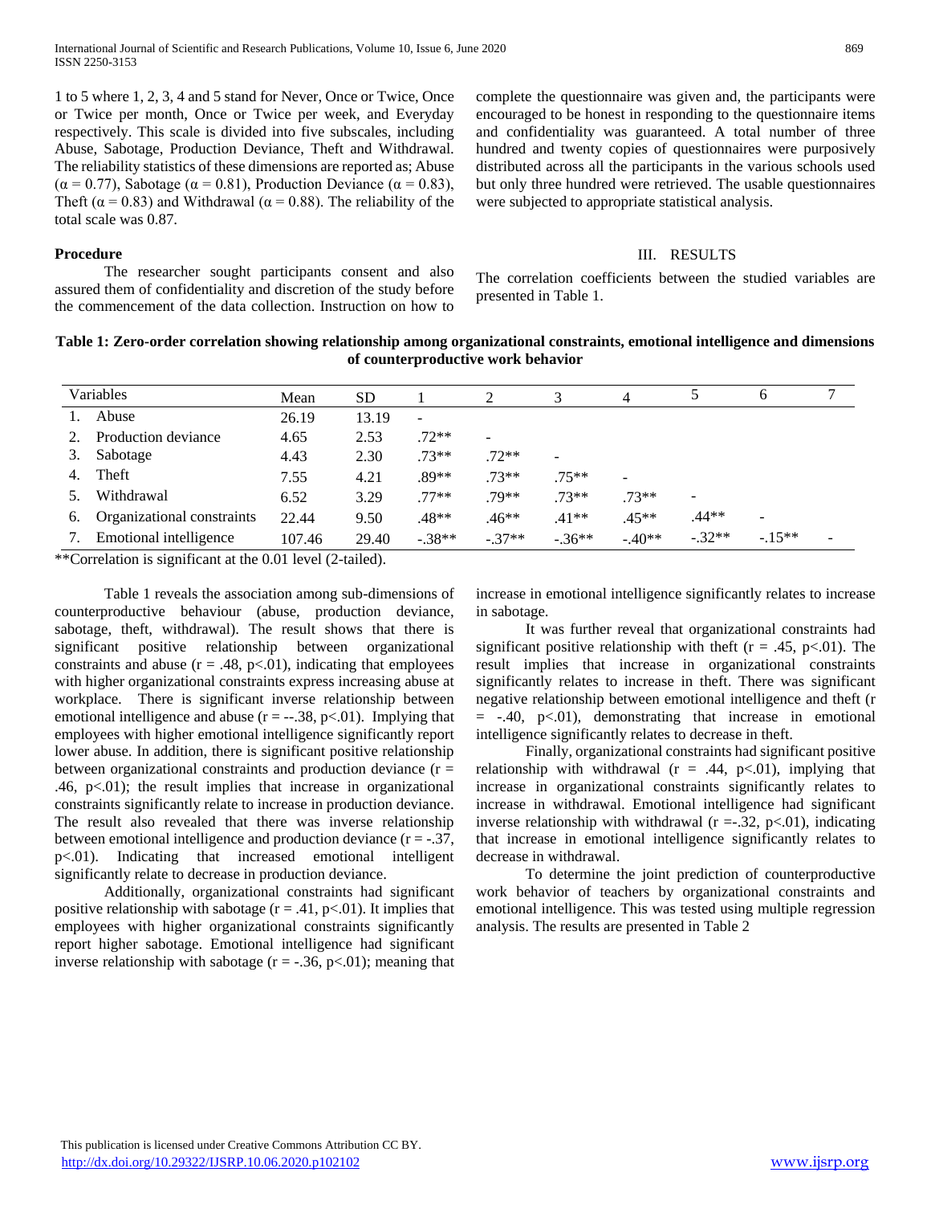1 to 5 where 1, 2, 3, 4 and 5 stand for Never, Once or Twice, Once or Twice per month, Once or Twice per week, and Everyday respectively. This scale is divided into five subscales, including Abuse, Sabotage, Production Deviance, Theft and Withdrawal. The reliability statistics of these dimensions are reported as; Abuse ($\alpha = 0.77$), Sabotage ($\alpha = 0.81$), Production Deviance ($\alpha = 0.83$), Theft ($\alpha = 0.83$) and Withdrawal ($\alpha = 0.88$). The reliability of the total scale was 0.87.

**Procedure**

The researcher sought participants consent and also assured them of confidentiality and discretion of the study before the commencement of the data collection. Instruction on how to complete the questionnaire was given and, the participants were encouraged to be honest in responding to the questionnaire items and confidentiality was guaranteed. A total number of three hundred and twenty copies of questionnaires were purposively distributed across all the participants in the various schools used but only three hundred were retrieved. The usable questionnaires were subjected to appropriate statistical analysis.

## III. RESULTS

The correlation coefficients between the studied variables are presented in Table 1.

**Table 1: Zero-order correlation showing relationship among organizational constraints, emotional intelligence and dimensions of counterproductive work behavior**

| Variables | Mean | SD | 1 | 2 | 3 | 4 | 5 | 6 | 7 |
|---|---|---|---|---|---|---|---|---|---|
| 1. Abuse | 26.19 | 13.19 | - | | | | | | |
| 2. Production deviance | 4.65 | 2.53 | .72** | - | | | | | |
| 3. Sabotage | 4.43 | 2.30 | .73** | .72** | - | | | | |
| 4. Theft | 7.55 | 4.21 | .89** | .73** | .75** | - | | | |
| 5. Withdrawal | 6.52 | 3.29 | .77** | .79** | .73** | .73** | - | | |
| 6. Organizational constraints | 22.44 | 9.50 | .48** | .46** | .41** | .45** | .44** | - | |
| 7. Emotional intelligence | 107.46 | 29.40 | -.38** | -.37** | -.36** | -.40** | -.32** | -.15** | - |

**Correlation is significant at the 0.01 level (2-tailed).

Table 1 reveals the association among sub-dimensions of counterproductive behaviour (abuse, production deviance, sabotage, theft, withdrawal). The result shows that there is significant positive relationship between organizational constraints and abuse ($r = .48$, $p<.01$), indicating that employees with higher organizational constraints express increasing abuse at workplace. There is significant inverse relationship between emotional intelligence and abuse ($r = --.38$, $p<.01$). Implying that employees with higher emotional intelligence significantly report lower abuse. In addition, there is significant positive relationship between organizational constraints and production deviance ($r = .46$, $p<.01$); the result implies that increase in organizational constraints significantly relate to increase in production deviance. The result also revealed that there was inverse relationship between emotional intelligence and production deviance ($r = -.37$, $p<.01$). Indicating that increased emotional intelligent significantly relate to decrease in production deviance.

Additionally, organizational constraints had significant positive relationship with sabotage ($r = .41$, $p<.01$). It implies that employees with higher organizational constraints significantly report higher sabotage. Emotional intelligence had significant inverse relationship with sabotage ($r = -.36$, $p<.01$); meaning that increase in emotional intelligence significantly relates to increase in sabotage.

It was further reveal that organizational constraints had significant positive relationship with theft ($r = .45$, $p<.01$). The result implies that increase in organizational constraints significantly relates to increase in theft. There was significant negative relationship between emotional intelligence and theft ($r = -.40$, $p<.01$), demonstrating that increase in emotional intelligence significantly relates to decrease in theft.

Finally, organizational constraints had significant positive relationship with withdrawal ($r = .44$, $p<.01$), implying that increase in organizational constraints significantly relates to increase in withdrawal. Emotional intelligence had significant inverse relationship with withdrawal ($r =-.32$, $p<.01$), indicating that increase in emotional intelligence significantly relates to decrease in withdrawal.

To determine the joint prediction of counterproductive work behavior of teachers by organizational constraints and emotional intelligence. This was tested using multiple regression analysis. The results are presented in Table 2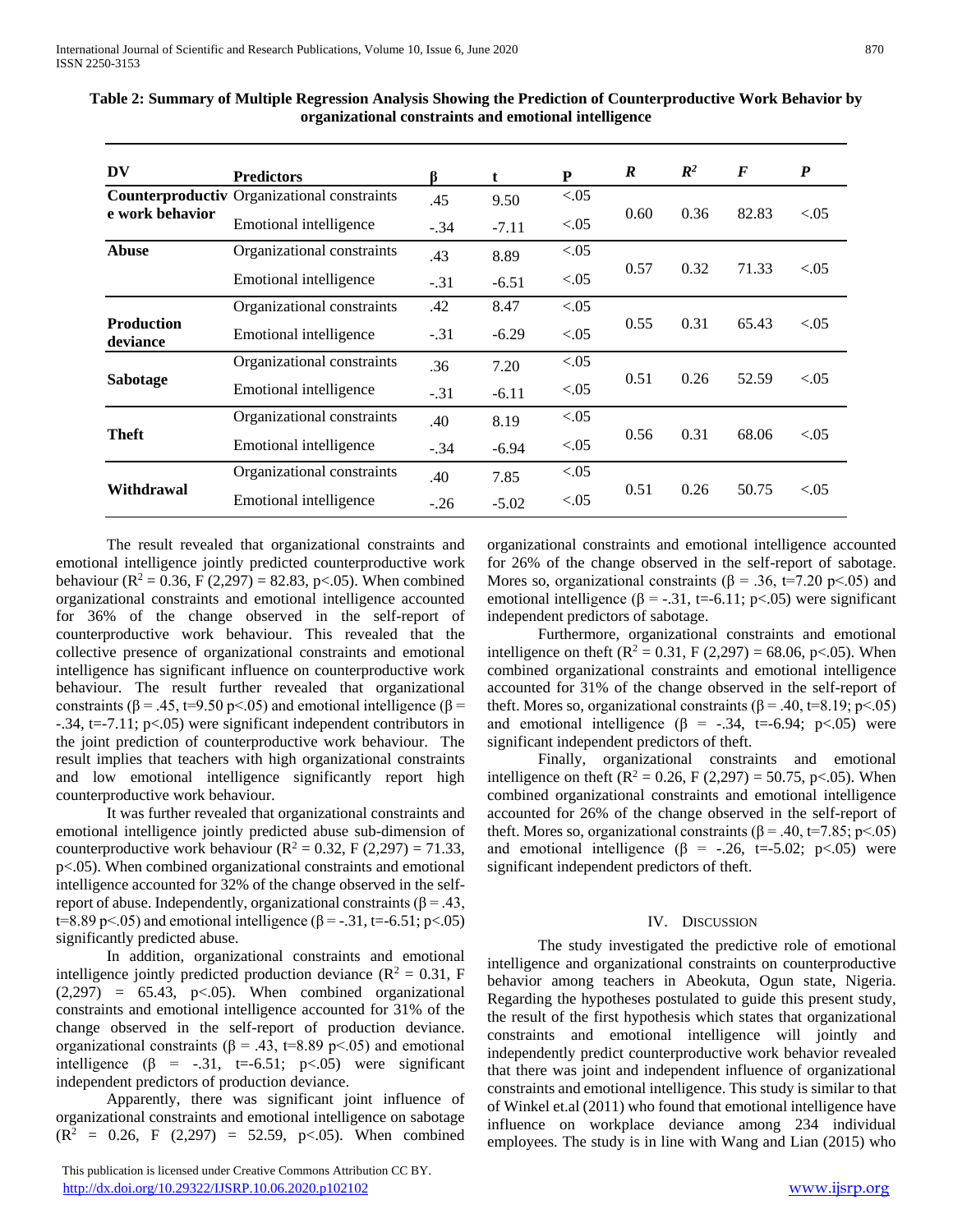**Table 2: Summary of Multiple Regression Analysis Showing the Prediction of Counterproductive Work Behavior by organizational constraints and emotional intelligence**

| DV | Predictors | β | t | P | *R* | $R^2$ | *F* | *P* |
|---|---|---|---|---|---|---|---|---|
| **Counterproductive work behavior** | Organizational constraints | .45 | 9.50 | <.05 | 0.60 | 0.36 | 82.83 | <.05 |
| | Emotional intelligence | -.34 | -7.11 | <.05 | | | | |
| **Abuse** | Organizational constraints | .43 | 8.89 | <.05 | 0.57 | 0.32 | 71.33 | <.05 |
| | Emotional intelligence | -.31 | -6.51 | <.05 | | | | |
| **Production deviance** | Organizational constraints | .42 | 8.47 | <.05 | 0.55 | 0.31 | 65.43 | <.05 |
| | Emotional intelligence | -.31 | -6.29 | <.05 | | | | |
| **Sabotage** | Organizational constraints | .36 | 7.20 | <.05 | 0.51 | 0.26 | 52.59 | <.05 |
| | Emotional intelligence | -.31 | -6.11 | <.05 | | | | |
| **Theft** | Organizational constraints | .40 | 8.19 | <.05 | 0.56 | 0.31 | 68.06 | <.05 |
| | Emotional intelligence | -.34 | -6.94 | <.05 | | | | |
| **Withdrawal** | Organizational constraints | .40 | 7.85 | <.05 | 0.51 | 0.26 | 50.75 | <.05 |
| | Emotional intelligence | -.26 | -5.02 | <.05 | | | | |

The result revealed that organizational constraints and emotional intelligence jointly predicted counterproductive work behaviour ($R^2 = 0.36$, $F(2,297) = 82.83$, $p<.05$). When combined organizational constraints and emotional intelligence accounted for 36% of the change observed in the self-report of counterproductive work behaviour. This revealed that the collective presence of organizational constraints and emotional intelligence has significant influence on counterproductive work behaviour. The result further revealed that organizational constraints ($\beta = .45$, $t=9.50$ $p<.05$) and emotional intelligence ($\beta = -.34$, $t=-7.11$; $p<.05$) were significant independent contributors in the joint prediction of counterproductive work behaviour. The result implies that teachers with high organizational constraints and low emotional intelligence significantly report high counterproductive work behaviour.

It was further revealed that organizational constraints and emotional intelligence jointly predicted abuse sub-dimension of counterproductive work behaviour ($R^2 = 0.32$, $F(2,297) = 71.33$, $p<.05$). When combined organizational constraints and emotional intelligence accounted for 32% of the change observed in the self-report of abuse. Independently, organizational constraints ($\beta = .43$, $t=8.89$ $p<.05$) and emotional intelligence ($\beta = -.31$, $t=-6.51$; $p<.05$) significantly predicted abuse.

In addition, organizational constraints and emotional intelligence jointly predicted production deviance ($R^2 = 0.31$, $F(2,297) = 65.43$, $p<.05$). When combined organizational constraints and emotional intelligence accounted for 31% of the change observed in the self-report of production deviance. organizational constraints ($\beta = .43$, $t=8.89$ $p<.05$) and emotional intelligence ($\beta = -.31$, $t=-6.51$; $p<.05$) were significant independent predictors of production deviance.

Apparently, there was significant joint influence of organizational constraints and emotional intelligence on sabotage ($R^2 = 0.26$, $F(2,297) = 52.59$, $p<.05$). When combined organizational constraints and emotional intelligence accounted for 26% of the change observed in the self-report of sabotage. Mores so, organizational constraints ($\beta = .36$, $t=7.20$ $p<.05$) and emotional intelligence ($\beta = -.31$, $t=-6.11$; $p<.05$) were significant independent predictors of sabotage.

Furthermore, organizational constraints and emotional intelligence on theft ($R^2 = 0.31$, $F(2,297) = 68.06$, $p<.05$). When combined organizational constraints and emotional intelligence accounted for 31% of the change observed in the self-report of theft. Mores so, organizational constraints ($\beta = .40$, $t=8.19$; $p<.05$) and emotional intelligence ($\beta = -.34$, $t=-6.94$; $p<.05$) were significant independent predictors of theft.

Finally, organizational constraints and emotional intelligence on theft ($R^2 = 0.26$, $F(2,297) = 50.75$, $p<.05$). When combined organizational constraints and emotional intelligence accounted for 26% of the change observed in the self-report of theft. Mores so, organizational constraints ($\beta = .40$, $t=7.85$; $p<.05$) and emotional intelligence ($\beta = -.26$, $t=-5.02$; $p<.05$) were significant independent predictors of theft.

## IV. Discussion

The study investigated the predictive role of emotional intelligence and organizational constraints on counterproductive behavior among teachers in Abeokuta, Ogun state, Nigeria. Regarding the hypotheses postulated to guide this present study, the result of the first hypothesis which states that organizational constraints and emotional intelligence will jointly and independently predict counterproductive work behavior revealed that there was joint and independent influence of organizational constraints and emotional intelligence. This study is similar to that of Winkel et.al (2011) who found that emotional intelligence have influence on workplace deviance among 234 individual employees. The study is in line with Wang and Lian (2015) who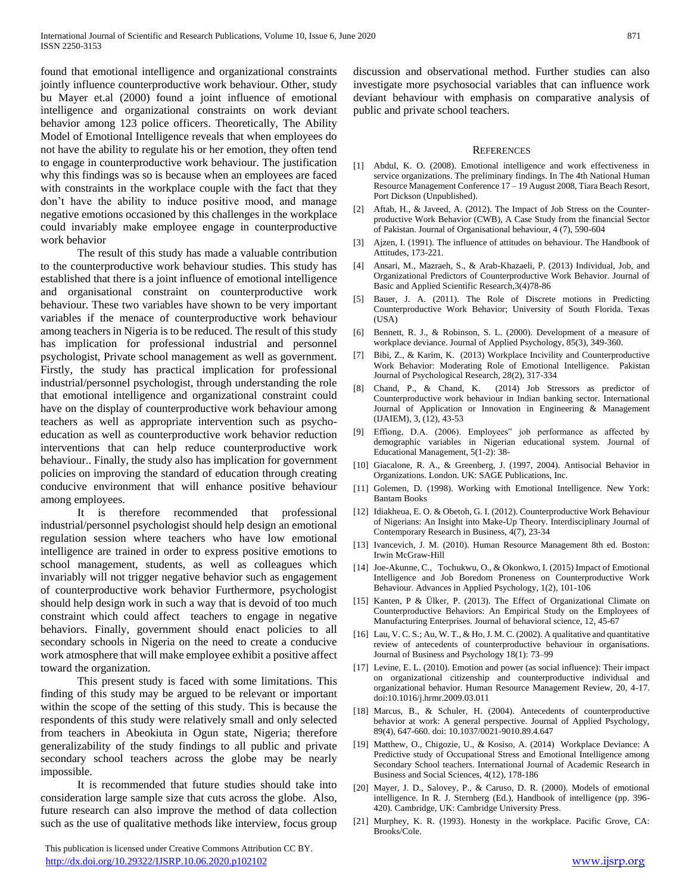found that emotional intelligence and organizational constraints jointly influence counterproductive work behaviour. Other, study bu Mayer et.al (2000) found a joint influence of emotional intelligence and organizational constraints on work deviant behavior among 123 police officers. Theoretically, The Ability Model of Emotional Intelligence reveals that when employees do not have the ability to regulate his or her emotion, they often tend to engage in counterproductive work behaviour. The justification why this findings was so is because when an employees are faced with constraints in the workplace couple with the fact that they don't have the ability to induce positive mood, and manage negative emotions occasioned by this challenges in the workplace could invariably make employee engage in counterproductive work behavior

The result of this study has made a valuable contribution to the counterproductive work behaviour studies. This study has established that there is a joint influence of emotional intelligence and organisational constraint on counterproductive work behaviour. These two variables have shown to be very important variables if the menace of counterproductive work behaviour among teachers in Nigeria is to be reduced. The result of this study has implication for professional industrial and personnel psychologist, Private school management as well as government. Firstly, the study has practical implication for professional industrial/personnel psychologist, through understanding the role that emotional intelligence and organizational constraint could have on the display of counterproductive work behaviour among teachers as well as appropriate intervention such as psycho-education as well as counterproductive work behavior reduction interventions that can help reduce counterproductive work behaviour.. Finally, the study also has implication for government policies on improving the standard of education through creating conducive environment that will enhance positive behaviour among employees.

It is therefore recommended that professional industrial/personnel psychologist should help design an emotional regulation session where teachers who have low emotional intelligence are trained in order to express positive emotions to school management, students, as well as colleagues which invariably will not trigger negative behavior such as engagement of counterproductive work behavior Furthermore, psychologist should help design work in such a way that is devoid of too much constraint which could affect teachers to engage in negative behaviors. Finally, government should enact policies to all secondary schools in Nigeria on the need to create a conducive work atmosphere that will make employee exhibit a positive affect toward the organization.

This present study is faced with some limitations. This finding of this study may be argued to be relevant or important within the scope of the setting of this study. This is because the respondents of this study were relatively small and only selected from teachers in Abeokiuta in Ogun state, Nigeria; therefore generalizability of the study findings to all public and private secondary school teachers across the globe may be nearly impossible.

It is recommended that future studies should take into consideration large sample size that cuts across the globe. Also, future research can also improve the method of data collection such as the use of qualitative methods like interview, focus group discussion and observational method. Further studies can also investigate more psychosocial variables that can influence work deviant behaviour with emphasis on comparative analysis of public and private school teachers.

## REFERENCES

[1] Abdul, K. O. (2008). Emotional intelligence and work effectiveness in service organizations. The preliminary findings. In The 4th National Human Resource Management Conference 17 – 19 August 2008, Tiara Beach Resort, Port Dickson (Unpublished).

[2] Aftab, H., & Javeed, A. (2012). The Impact of Job Stress on the Counter-productive Work Behavior (CWB), A Case Study from the financial Sector of Pakistan. Journal of Organisational behaviour, 4 (7), 590-604

[3] Ajzen, I. (1991). The influence of attitudes on behaviour. The Handbook of Attitudes, 173-221.

[4] Ansari, M., Mazraeh, S., & Arab-Khazaeli, P. (2013) Individual, Job, and Organizational Predictors of Counterproductive Work Behavior. Journal of Basic and Applied Scientific Research,3(4)78-86

[5] Bauer, J. A. (2011). The Role of Discrete motions in Predicting Counterproductive Work Behavior; University of South Florida. Texas (USA)

[6] Bennett, R. J., & Robinson, S. L. (2000). Development of a measure of workplace deviance. Journal of Applied Psychology, 85(3), 349-360.

[7] Bibi, Z., & Karim, K. (2013) Workplace Incivility and Counterproductive Work Behavior: Moderating Role of Emotional Intelligence. Pakistan Journal of Psychological Research, 28(2), 317-334

[8] Chand, P., & Chand, K. (2014) Job Stressors as predictor of Counterproductive work behaviour in Indian banking sector. International Journal of Application or Innovation in Engineering & Management (IJAIEM), 3, (12), 43-53

[9] Effiong, D.A. (2006). Employees" job performance as affected by demographic variables in Nigerian educational system. Journal of Educational Management, 5(1-2): 38-

[10] Giacalone, R. A., & Greenberg, J. (1997, 2004). Antisocial Behavior in Organizations. London. UK: SAGE Publications, Inc.

[11] Golemen, D. (1998). Working with Emotional Intelligence. New York: Bantam Books

[12] Idiakheua, E. O. & Obetoh, G. I. (2012). Counterproductive Work Behaviour of Nigerians: An Insight into Make-Up Theory. Interdisciplinary Journal of Contemporary Research in Business, 4(7), 23-34

[13] Ivancevich, J. M. (2010). Human Resource Management 8th ed. Boston: Irwin McGraw-Hill

[14] Joe-Akunne, C., Tochukwu, O., & Okonkwo, I. (2015) Impact of Emotional Intelligence and Job Boredom Proneness on Counterproductive Work Behaviour. Advances in Applied Psychology, 1(2), 101-106

[15] Kanten, P & Ülker, P. (2013). The Effect of Organizational Climate on Counterproductive Behaviors: An Empirical Study on the Employees of Manufacturing Enterprises. Journal of behavioral science, 12, 45-67

[16] Lau, V. C. S.; Au, W. T., & Ho, J. M. C. (2002). A qualitative and quantitative review of antecedents of counterproductive behaviour in organisations. Journal of Business and Psychology 18(1): 73–99

[17] Levine, E. L. (2010). Emotion and power (as social influence): Their impact on organizational citizenship and counterproductive individual and organizational behavior. Human Resource Management Review, 20, 4-17. doi:10.1016/j.hrmr.2009.03.011

[18] Marcus, B., & Schuler, H. (2004). Antecedents of counterproductive behavior at work: A general perspective. Journal of Applied Psychology, 89(4), 647-660. doi: 10.1037/0021-9010.89.4.647

[19] Matthew, O., Chigozie, U., & Kosiso, A. (2014) Workplace Deviance: A Predictive study of Occupational Stress and Emotional Intelligence among Secondary School teachers. International Journal of Academic Research in Business and Social Sciences, 4(12), 178-186

[20] Mayer, J. D., Salovey, P., & Caruso, D. R. (2000). Models of emotional intelligence. In R. J. Sternberg (Ed.), Handbook of intelligence (pp. 396-420). Cambridge, UK: Cambridge University Press.

[21] Murphey, K. R. (1993). Honesty in the workplace. Pacific Grove, CA: Brooks/Cole.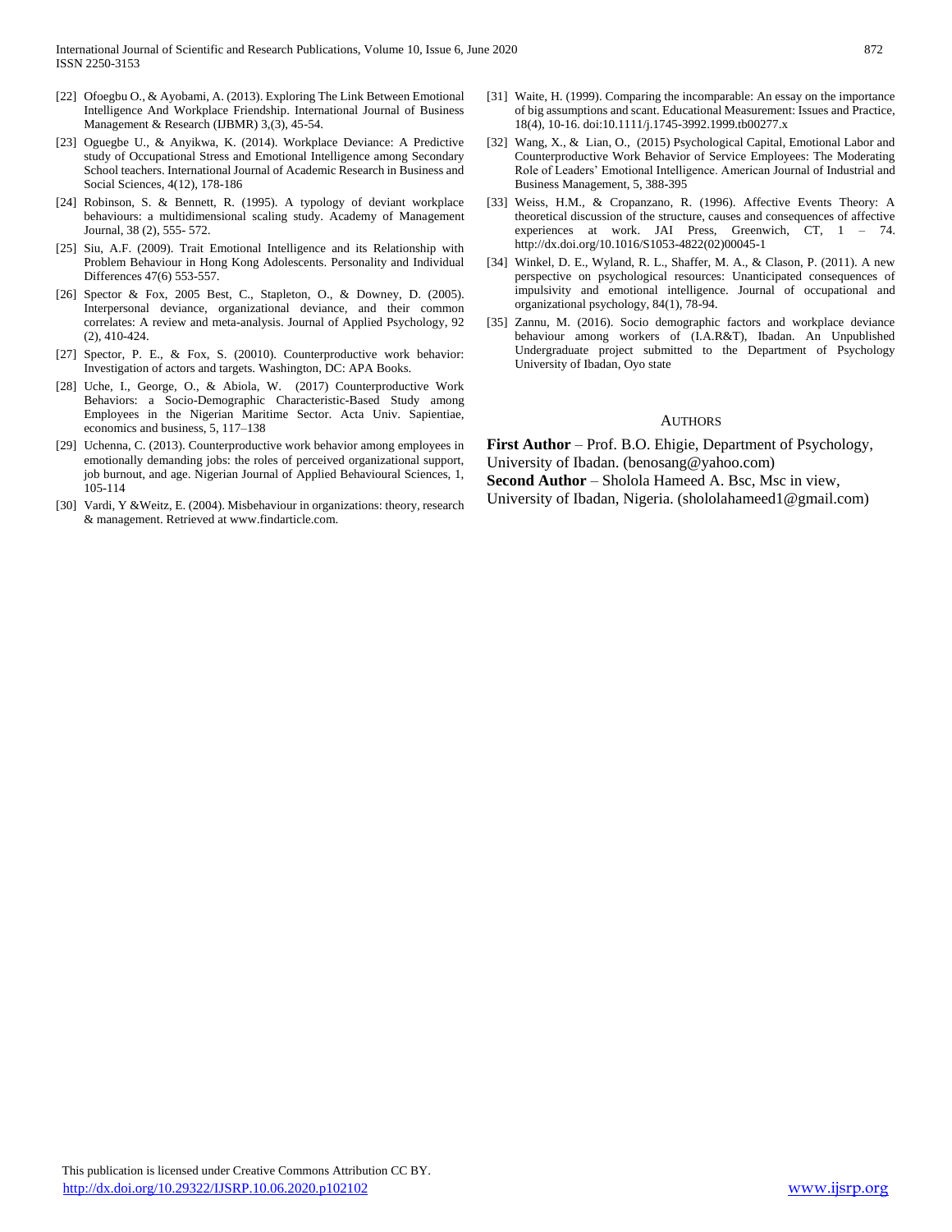[22] Ofoegbu O., & Ayobami, A. (2013). Exploring The Link Between Emotional Intelligence And Workplace Friendship. International Journal of Business Management & Research (IJBMR) 3,(3), 45-54.

[23] Oguegbe U., & Anyikwa, K. (2014). Workplace Deviance: A Predictive study of Occupational Stress and Emotional Intelligence among Secondary School teachers. International Journal of Academic Research in Business and Social Sciences, 4(12), 178-186

[24] Robinson, S. & Bennett, R. (1995). A typology of deviant workplace behaviours: a multidimensional scaling study. Academy of Management Journal, 38 (2), 555- 572.

[25] Siu, A.F. (2009). Trait Emotional Intelligence and its Relationship with Problem Behaviour in Hong Kong Adolescents. Personality and Individual Differences 47(6) 553-557.

[26] Spector & Fox, 2005 Best, C., Stapleton, O., & Downey, D. (2005). Interpersonal deviance, organizational deviance, and their common correlates: A review and meta-analysis. Journal of Applied Psychology, 92 (2), 410-424.

[27] Spector, P. E., & Fox, S. (20010). Counterproductive work behavior: Investigation of actors and targets. Washington, DC: APA Books.

[28] Uche, I., George, O., & Abiola, W. (2017) Counterproductive Work Behaviors: a Socio-Demographic Characteristic-Based Study among Employees in the Nigerian Maritime Sector. Acta Univ. Sapientiae, economics and business, 5, 117–138

[29] Uchenna, C. (2013). Counterproductive work behavior among employees in emotionally demanding jobs: the roles of perceived organizational support, job burnout, and age. Nigerian Journal of Applied Behavioural Sciences, 1, 105-114

[30] Vardi, Y &Weitz, E. (2004). Misbehaviour in organizations: theory, research & management. Retrieved at www.findarticle.com.

[31] Waite, H. (1999). Comparing the incomparable: An essay on the importance of big assumptions and scant. Educational Measurement: Issues and Practice, 18(4), 10-16. doi:10.1111/j.1745-3992.1999.tb00277.x

[32] Wang, X., & Lian, O., (2015) Psychological Capital, Emotional Labor and Counterproductive Work Behavior of Service Employees: The Moderating Role of Leaders' Emotional Intelligence. American Journal of Industrial and Business Management, 5, 388-395

[33] Weiss, H.M., & Cropanzano, R. (1996). Affective Events Theory: A theoretical discussion of the structure, causes and consequences of affective experiences at work. JAI Press, Greenwich, CT, 1 – 74. http://dx.doi.org/10.1016/S1053-4822(02)00045-1

[34] Winkel, D. E., Wyland, R. L., Shaffer, M. A., & Clason, P. (2011). A new perspective on psychological resources: Unanticipated consequences of impulsivity and emotional intelligence. Journal of occupational and organizational psychology, 84(1), 78-94.

[35] Zannu, M. (2016). Socio demographic factors and workplace deviance behaviour among workers of (I.A.R&T), Ibadan. An Unpublished Undergraduate project submitted to the Department of Psychology University of Ibadan, Oyo state

## AUTHORS

**First Author** – Prof. B.O. Ehigie, Department of Psychology, University of Ibadan. (benosang@yahoo.com)

**Second Author** – Sholola Hameed A. Bsc, Msc in view, University of Ibadan, Nigeria. (shololahameed1@gmail.com)